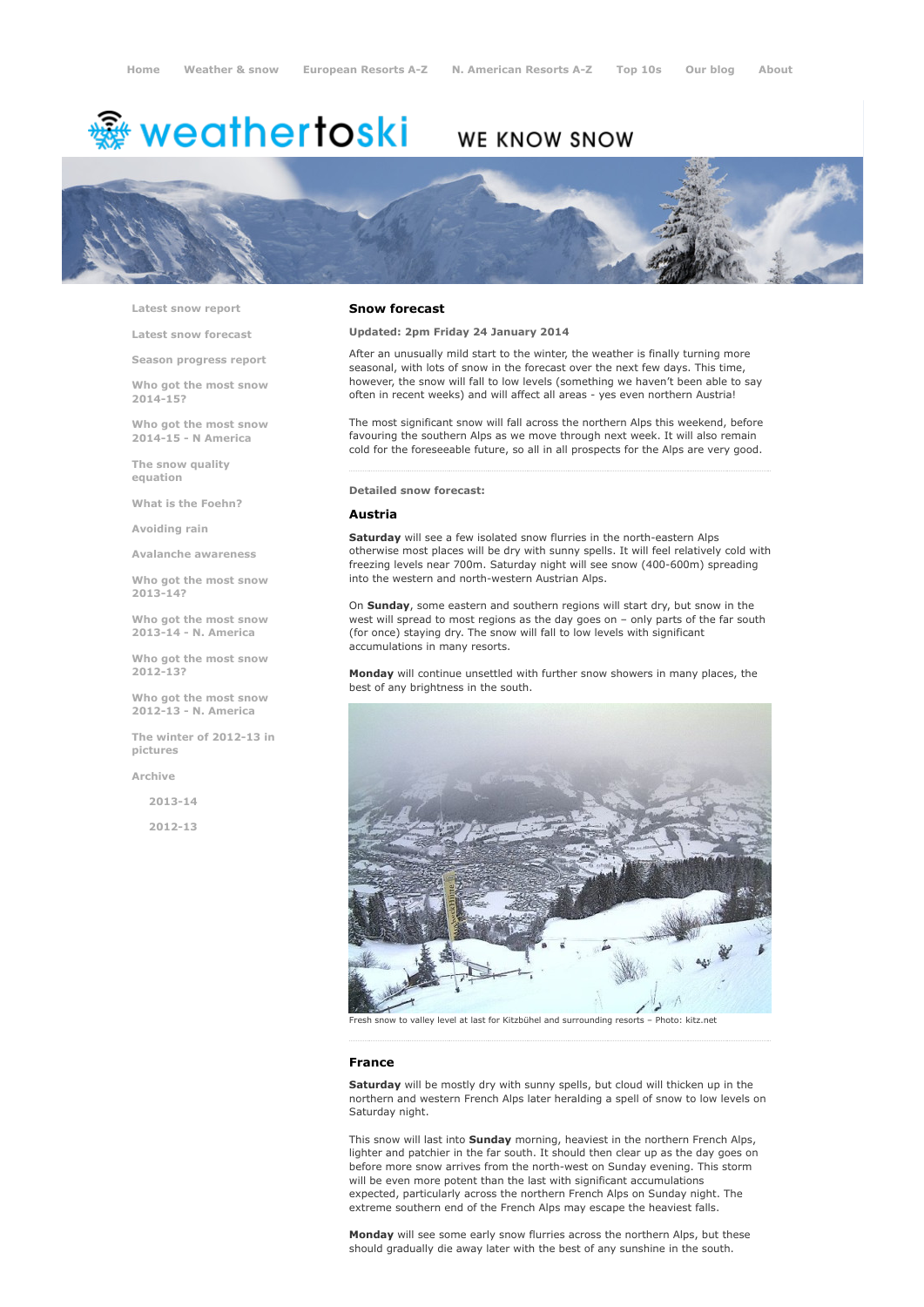Home | Weather & snow | European Resorts A-Z | N. American Resorts A-Z | Top 10s | Our blog | About

weathertoski — WE KNOW SNOW

- Latest snow report
- Latest snow forecast
- Season progress report
- Who got the most snow 2014-15?
- Who got the most snow 2014-15 - N America
- The snow quality equation
- What is the Foehn?
- Avoiding rain
- Avalanche awareness
- Who got the most snow 2013-14?
- Who got the most snow 2013-14 - N. America
- Who got the most snow 2012-13?
- Who got the most snow 2012-13 - N. America
- The winter of 2012-13 in pictures
- Archive
  - 2013-14
  - 2012-13

## Snow forecast

**Updated: 2pm Friday 24 January 2014**

After an unusually mild start to the winter, the weather is finally turning more seasonal, with lots of snow in the forecast over the next few days. This time, however, the snow will fall to low levels (something we haven't been able to say often in recent weeks) and will affect all areas - yes even northern Austria!

The most significant snow will fall across the northern Alps this weekend, before favouring the southern Alps as we move through next week. It will also remain cold for the foreseeable future, so all in all prospects for the Alps are very good.

**Detailed snow forecast:**

### Austria

**Saturday** will see a few isolated snow flurries in the north-eastern Alps otherwise most places will be dry with sunny spells. It will feel relatively cold with freezing levels near 700m. Saturday night will see snow (400-600m) spreading into the western and north-western Austrian Alps.

On **Sunday**, some eastern and southern regions will start dry, but snow in the west will spread to most regions as the day goes on – only parts of the far south (for once) staying dry. The snow will fall to low levels with significant accumulations in many resorts.

**Monday** will continue unsettled with further snow showers in many places, the best of any brightness in the south.

Fresh snow to valley level at last for Kitzbühel and surrounding resorts – Photo: kitz.net

### France

**Saturday** will be mostly dry with sunny spells, but cloud will thicken up in the northern and western French Alps later heralding a spell of snow to low levels on Saturday night.

This snow will last into **Sunday** morning, heaviest in the northern French Alps, lighter and patchier in the far south. It should then clear up as the day goes on before more snow arrives from the north-west on Sunday evening. This storm will be even more potent than the last with significant accumulations expected, particularly across the northern French Alps on Sunday night. The extreme southern end of the French Alps may escape the heaviest falls.

**Monday** will see some early snow flurries across the northern Alps, but these should gradually die away later with the best of any sunshine in the south.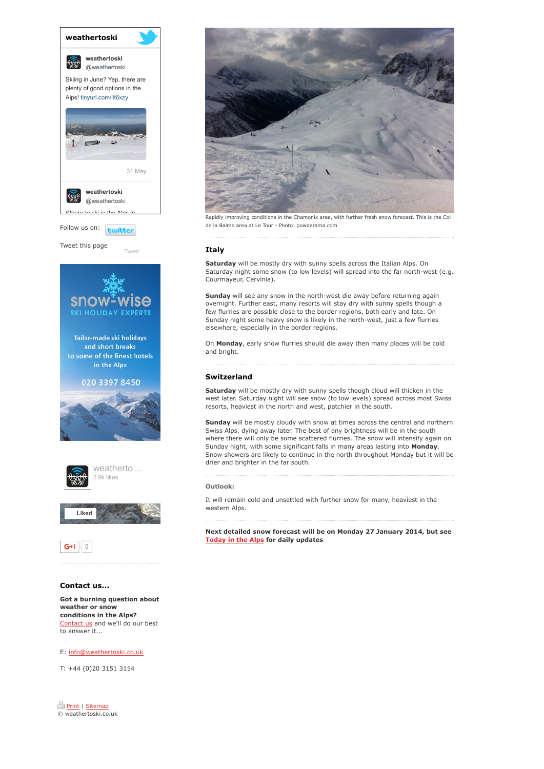Rapidly improving conditions in the Chamonix area, with further fresh snow forecast. This is the Col de la Balme area at Le Tour - Photo: powderama.com

## Italy

**Saturday** will be mostly dry with sunny spells across the Italian Alps. On Saturday night some snow (to low levels) will spread into the far north-west (e.g. Courmayeur, Cervinia).

**Sunday** will see any snow in the north-west die away before returning again overnight. Further east, many resorts will stay dry with sunny spells though a few flurries are possible close to the border regions, both early and late. On Sunday night some heavy snow is likely in the north-west, just a few flurries elsewhere, especially in the border regions.

On **Monday**, early snow flurries should die away then many places will be cold and bright.

## Switzerland

**Saturday** will be mostly dry with sunny spells though cloud will thicken in the west later. Saturday night will see snow (to low levels) spread across most Swiss resorts, heaviest in the north and west, patchier in the south.

**Sunday** will be mostly cloudy with snow at times across the central and northern Swiss Alps, dying away later. The best of any brightness will be in the south where there will only be some scattered flurries. The snow will intensify again on Sunday night, with some significant falls in many areas lasting into **Monday**. Snow showers are likely to continue in the north throughout Monday but it will be drier and brighter in the far south.

**Outlook:**

It will remain cold and unsettled with further snow for many, heaviest in the western Alps.

**Next detailed snow forecast will be on Monday 27 January 2014, but see Today in the Alps for daily updates**

weathertoski

weathertoski @weathertoski

Skiing in June? Yep, there are plenty of good options in the Alps! tinyurl.com/llt6xzy

31 May

weathertoski @weathertoski

Where to ski in the Alps in

Follow us on: twitter

Tweet this page

Tweet

snow-wise SKI HOLIDAY EXPERTS

Tailor-made ski holidays and short breaks to some of the finest hotels in the Alps

020 3397 8450

weatherto... 2.9k likes

Liked

G+1 0

### Contact us...

**Got a burning question about weather or snow conditions in the Alps?** Contact us and we'll do our best to answer it...

E: info@weathertoski.co.uk

T: +44 (0)20 3151 3154

Print | Sitemap

© weathertoski.co.uk